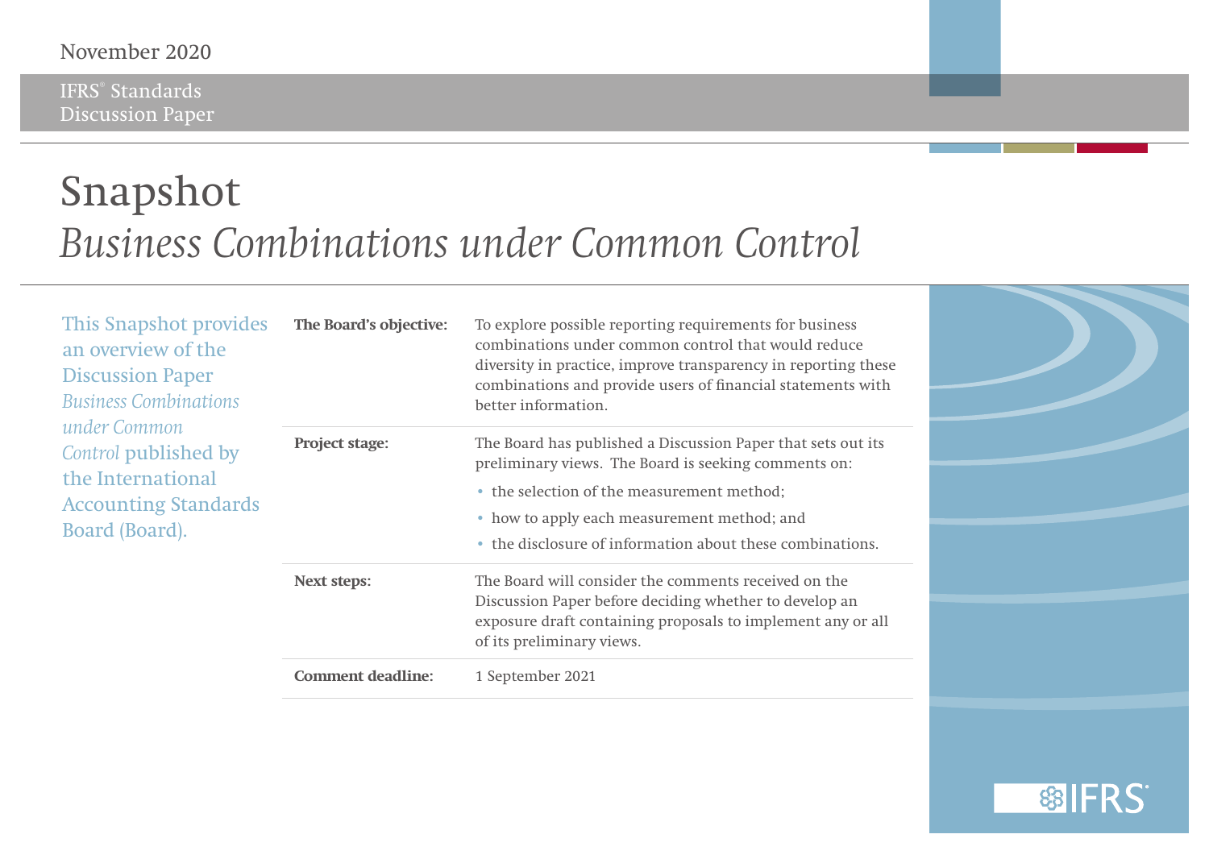November 2020

IFRS® Standards
Discussion Paper

# Snapshot
## *Business Combinations under Common Control*

This Snapshot provides an overview of the Discussion Paper *Business Combinations under Common Control* published by the International Accounting Standards Board (Board).

| | |
|---|---|
| **The Board's objective:** | To explore possible reporting requirements for business combinations under common control that would reduce diversity in practice, improve transparency in reporting these combinations and provide users of financial statements with better information. |
| **Project stage:** | The Board has published a Discussion Paper that sets out its preliminary views. The Board is seeking comments on: • the selection of the measurement method; • how to apply each measurement method; and • the disclosure of information about these combinations. |
| **Next steps:** | The Board will consider the comments received on the Discussion Paper before deciding whether to develop an exposure draft containing proposals to implement any or all of its preliminary views. |
| **Comment deadline:** | 1 September 2021 |

IFRS®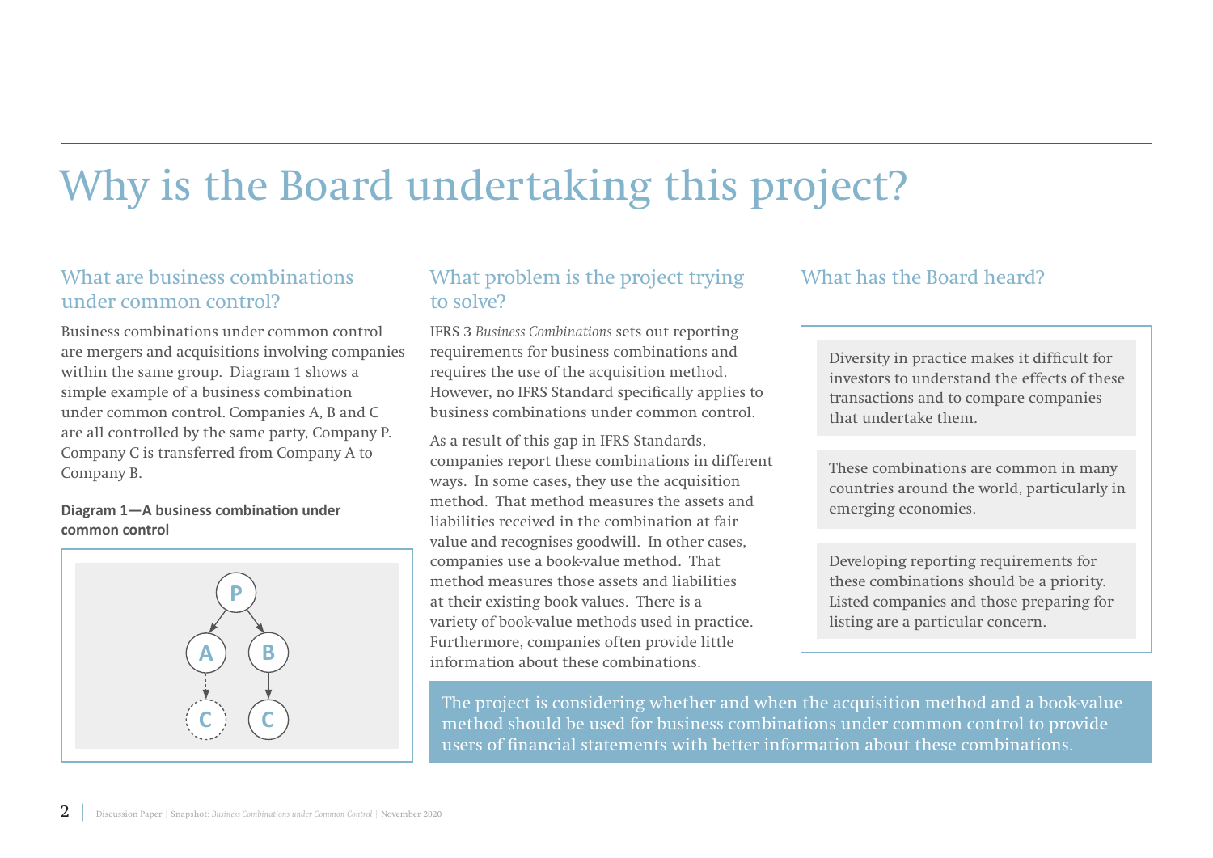# Why is the Board undertaking this project?

## What are business combinations under common control?

Business combinations under common control are mergers and acquisitions involving companies within the same group. Diagram 1 shows a simple example of a business combination under common control. Companies A, B and C are all controlled by the same party, Company P. Company C is transferred from Company A to Company B.

**Diagram 1—A business combination under common control**

## What problem is the project trying to solve?

IFRS 3 *Business Combinations* sets out reporting requirements for business combinations and requires the use of the acquisition method. However, no IFRS Standard specifically applies to business combinations under common control.

As a result of this gap in IFRS Standards, companies report these combinations in different ways. In some cases, they use the acquisition method. That method measures the assets and liabilities received in the combination at fair value and recognises goodwill. In other cases, companies use a book-value method. That method measures those assets and liabilities at their existing book values. There is a variety of book-value methods used in practice. Furthermore, companies often provide little information about these combinations.

## What has the Board heard?

Diversity in practice makes it difficult for investors to understand the effects of these transactions and to compare companies that undertake them.

These combinations are common in many countries around the world, particularly in emerging economies.

Developing reporting requirements for these combinations should be a priority. Listed companies and those preparing for listing are a particular concern.

The project is considering whether and when the acquisition method and a book-value method should be used for business combinations under common control to provide users of financial statements with better information about these combinations.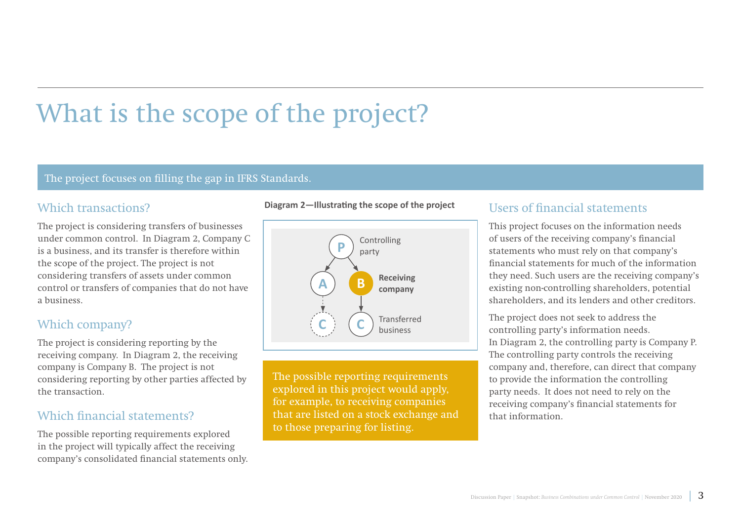# What is the scope of the project?

The project focuses on filling the gap in IFRS Standards.

## Which transactions?

The project is considering transfers of businesses under common control. In Diagram 2, Company C is a business, and its transfer is therefore within the scope of the project. The project is not considering transfers of assets under common control or transfers of companies that do not have a business.

## Which company?

The project is considering reporting by the receiving company. In Diagram 2, the receiving company is Company B. The project is not considering reporting by other parties affected by the transaction.

## Which financial statements?

The possible reporting requirements explored in the project will typically affect the receiving company's consolidated financial statements only.

**Diagram 2—Illustrating the scope of the project**

P Controlling party

A

B **Receiving company**

C

C Transferred business

The possible reporting requirements explored in this project would apply, for example, to receiving companies that are listed on a stock exchange and to those preparing for listing.

## Users of financial statements

This project focuses on the information needs of users of the receiving company's financial statements who must rely on that company's financial statements for much of the information they need. Such users are the receiving company's existing non-controlling shareholders, potential shareholders, and its lenders and other creditors.

The project does not seek to address the controlling party's information needs. In Diagram 2, the controlling party is Company P. The controlling party controls the receiving company and, therefore, can direct that company to provide the information the controlling party needs. It does not need to rely on the receiving company's financial statements for that information.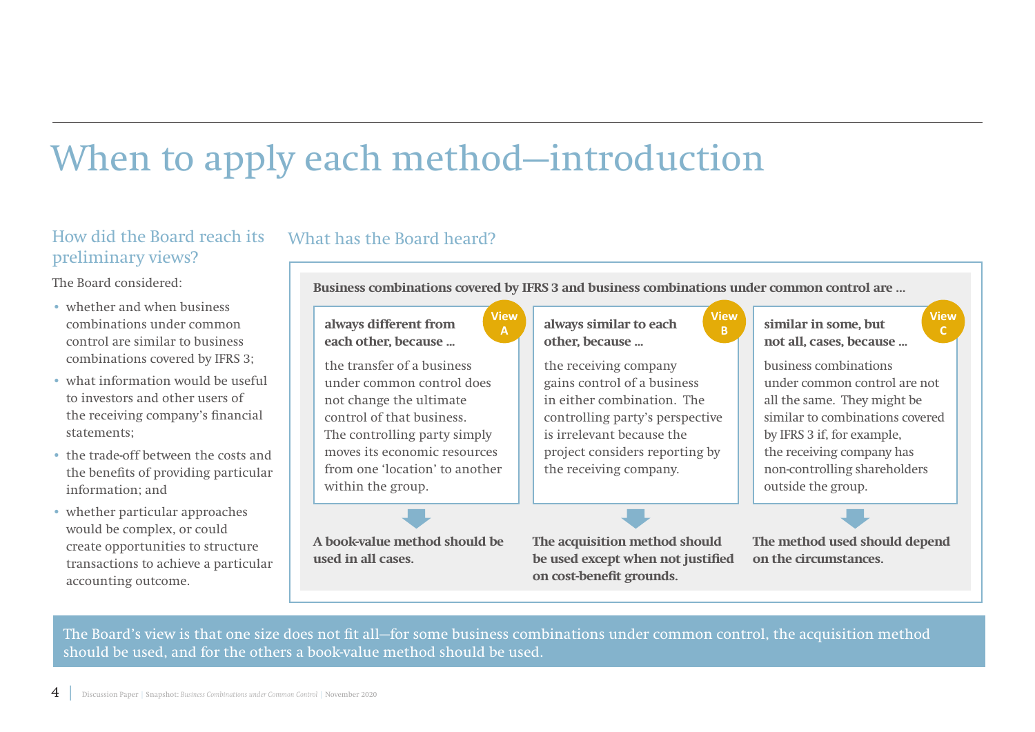# When to apply each method—introduction

## How did the Board reach its preliminary views?

The Board considered:

- whether and when business combinations under common control are similar to business combinations covered by IFRS 3;
- what information would be useful to investors and other users of the receiving company's financial statements;
- the trade-off between the costs and the benefits of providing particular information; and
- whether particular approaches would be complex, or could create opportunities to structure transactions to achieve a particular accounting outcome.

## What has the Board heard?

**Business combinations covered by IFRS 3 and business combinations under common control are ...**

**View A**

**always different from each other, because ...**

the transfer of a business under common control does not change the ultimate control of that business. The controlling party simply moves its economic resources from one 'location' to another within the group.

**A book-value method should be used in all cases.**

**View B**

**always similar to each other, because ...**

the receiving company gains control of a business in either combination. The controlling party's perspective is irrelevant because the project considers reporting by the receiving company.

**The acquisition method should be used except when not justified on cost-benefit grounds.**

**View C**

**similar in some, but not all, cases, because ...**

business combinations under common control are not all the same. They might be similar to combinations covered by IFRS 3 if, for example, the receiving company has non-controlling shareholders outside the group.

**The method used should depend on the circumstances.**

The Board's view is that one size does not fit all—for some business combinations under common control, the acquisition method should be used, and for the others a book-value method should be used.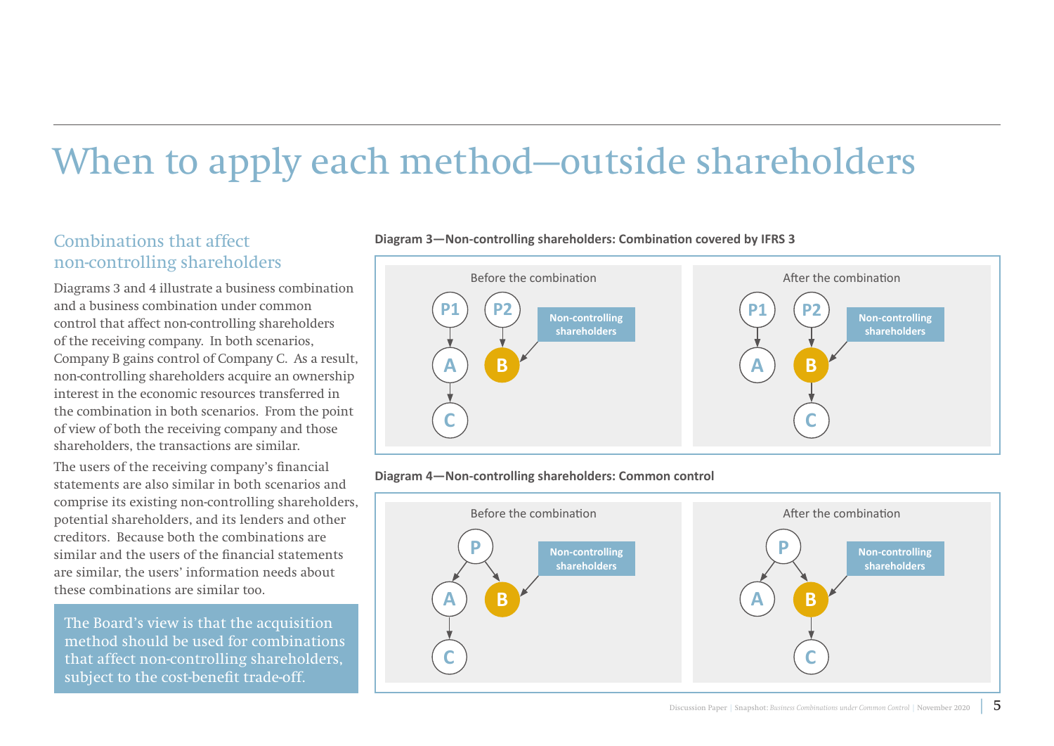# When to apply each method—outside shareholders

## Combinations that affect non-controlling shareholders

Diagrams 3 and 4 illustrate a business combination and a business combination under common control that affect non-controlling shareholders of the receiving company. In both scenarios, Company B gains control of Company C. As a result, non-controlling shareholders acquire an ownership interest in the economic resources transferred in the combination in both scenarios. From the point of view of both the receiving company and those shareholders, the transactions are similar.

The users of the receiving company's financial statements are also similar in both scenarios and comprise its existing non-controlling shareholders, potential shareholders, and its lenders and other creditors. Because both the combinations are similar and the users of the financial statements are similar, the users' information needs about these combinations are similar too.

> The Board's view is that the acquisition method should be used for combinations that affect non-controlling shareholders, subject to the cost-benefit trade-off.

**Diagram 3—Non-controlling shareholders: Combination covered by IFRS 3**

Before the combination: P1 → A → C; P2 → B; Non-controlling shareholders → B

After the combination: P1 → A; P2 → B → C; Non-controlling shareholders → B

**Diagram 4—Non-controlling shareholders: Common control**

Before the combination: P → A → C; P → B; Non-controlling shareholders → B

After the combination: P → A; P → B → C; Non-controlling shareholders → B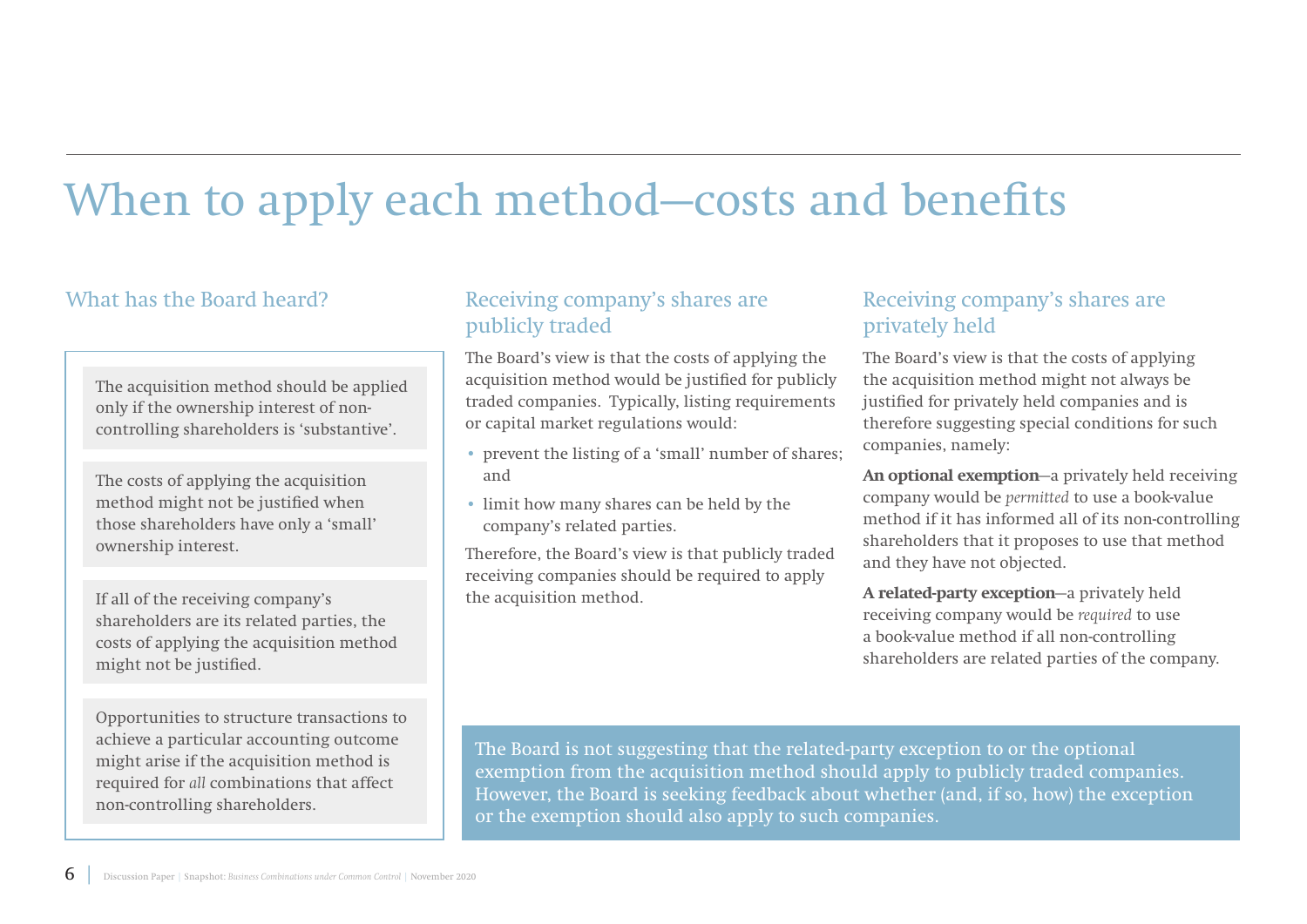# When to apply each method—costs and benefits

## What has the Board heard?

The acquisition method should be applied only if the ownership interest of non-controlling shareholders is 'substantive'.

The costs of applying the acquisition method might not be justified when those shareholders have only a 'small' ownership interest.

If all of the receiving company's shareholders are its related parties, the costs of applying the acquisition method might not be justified.

Opportunities to structure transactions to achieve a particular accounting outcome might arise if the acquisition method is required for *all* combinations that affect non-controlling shareholders.

## Receiving company's shares are publicly traded

The Board's view is that the costs of applying the acquisition method would be justified for publicly traded companies. Typically, listing requirements or capital market regulations would:

- prevent the listing of a 'small' number of shares; and
- limit how many shares can be held by the company's related parties.

Therefore, the Board's view is that publicly traded receiving companies should be required to apply the acquisition method.

## Receiving company's shares are privately held

The Board's view is that the costs of applying the acquisition method might not always be justified for privately held companies and is therefore suggesting special conditions for such companies, namely:

**An optional exemption**—a privately held receiving company would be *permitted* to use a book-value method if it has informed all of its non-controlling shareholders that it proposes to use that method and they have not objected.

**A related-party exception**—a privately held receiving company would be *required* to use a book-value method if all non-controlling shareholders are related parties of the company.

The Board is not suggesting that the related-party exception to or the optional exemption from the acquisition method should apply to publicly traded companies. However, the Board is seeking feedback about whether (and, if so, how) the exception or the exemption should also apply to such companies.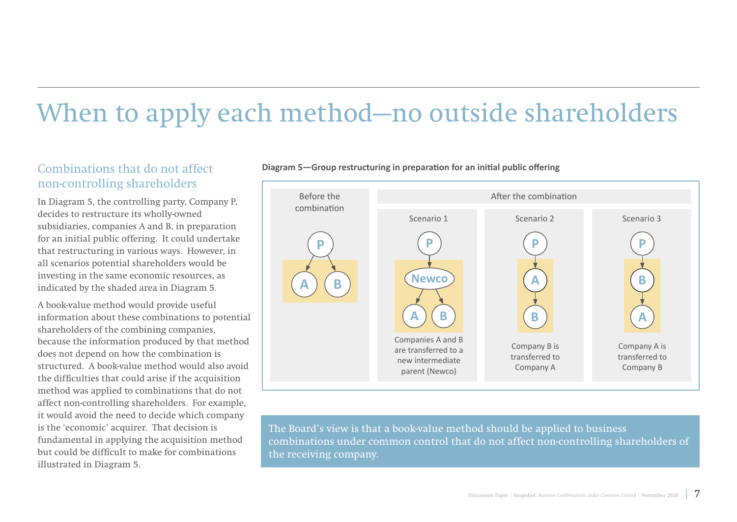# When to apply each method—no outside shareholders

## Combinations that do not affect non-controlling shareholders

In Diagram 5, the controlling party, Company P, decides to restructure its wholly-owned subsidiaries, companies A and B, in preparation for an initial public offering. It could undertake that restructuring in various ways. However, in all scenarios potential shareholders would be investing in the same economic resources, as indicated by the shaded area in Diagram 5.

A book-value method would provide useful information about these combinations to potential shareholders of the combining companies, because the information produced by that method does not depend on how the combination is structured. A book-value method would also avoid the difficulties that could arise if the acquisition method was applied to combinations that do not affect non-controlling shareholders. For example, it would avoid the need to decide which company is the 'economic' acquirer. That decision is fundamental in applying the acquisition method but could be difficult to make for combinations illustrated in Diagram 5.

**Diagram 5—Group restructuring in preparation for an initial public offering**

Before the combination

After the combination

Scenario 1: Companies A and B are transferred to a new intermediate parent (Newco)

Scenario 2: Company B is transferred to Company A

Scenario 3: Company A is transferred to Company B

The Board's view is that a book-value method should be applied to business combinations under common control that do not affect non-controlling shareholders of the receiving company.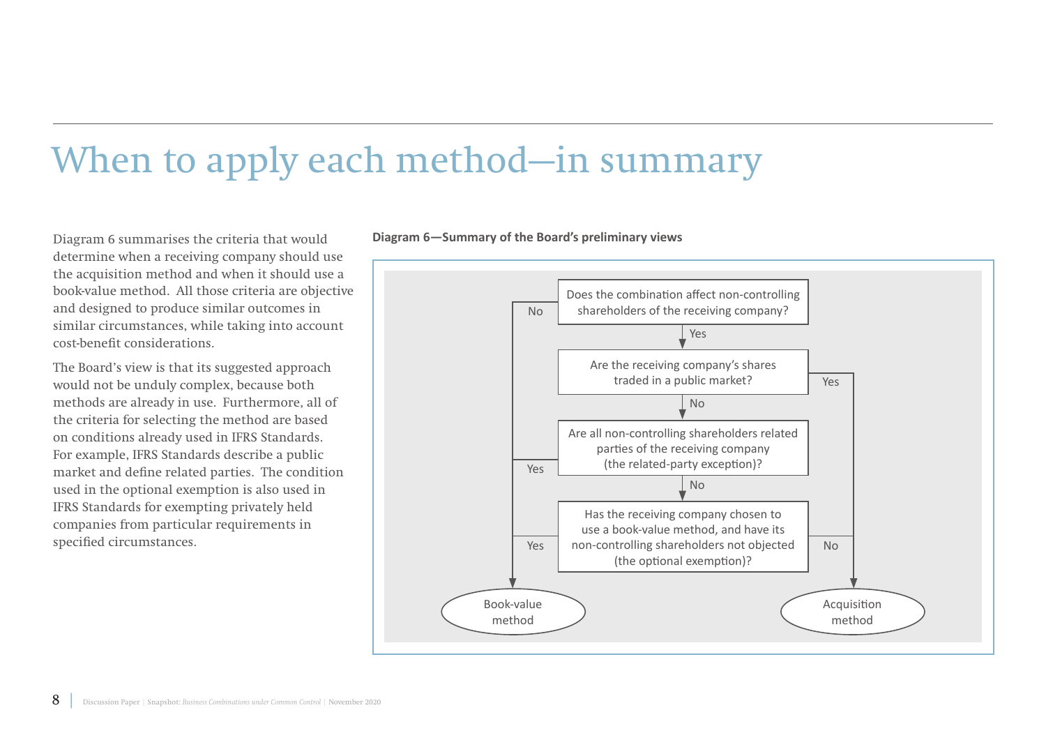# When to apply each method—in summary

Diagram 6 summarises the criteria that would determine when a receiving company should use the acquisition method and when it should use a book-value method. All those criteria are objective and designed to produce similar outcomes in similar circumstances, while taking into account cost-benefit considerations.

The Board's view is that its suggested approach would not be unduly complex, because both methods are already in use. Furthermore, all of the criteria for selecting the method are based on conditions already used in IFRS Standards. For example, IFRS Standards describe a public market and define related parties. The condition used in the optional exemption is also used in IFRS Standards for exempting privately held companies from particular requirements in specified circumstances.

**Diagram 6—Summary of the Board's preliminary views**

Does the combination affect non-controlling shareholders of the receiving company?

No → Book-value method

Yes ↓

Are the receiving company's shares traded in a public market?

Yes → Acquisition method

No ↓

Are all non-controlling shareholders related parties of the receiving company (the related-party exception)?

Yes → Book-value method

No ↓

Has the receiving company chosen to use a book-value method, and have its non-controlling shareholders not objected (the optional exemption)?

Yes → Book-value method

No → Acquisition method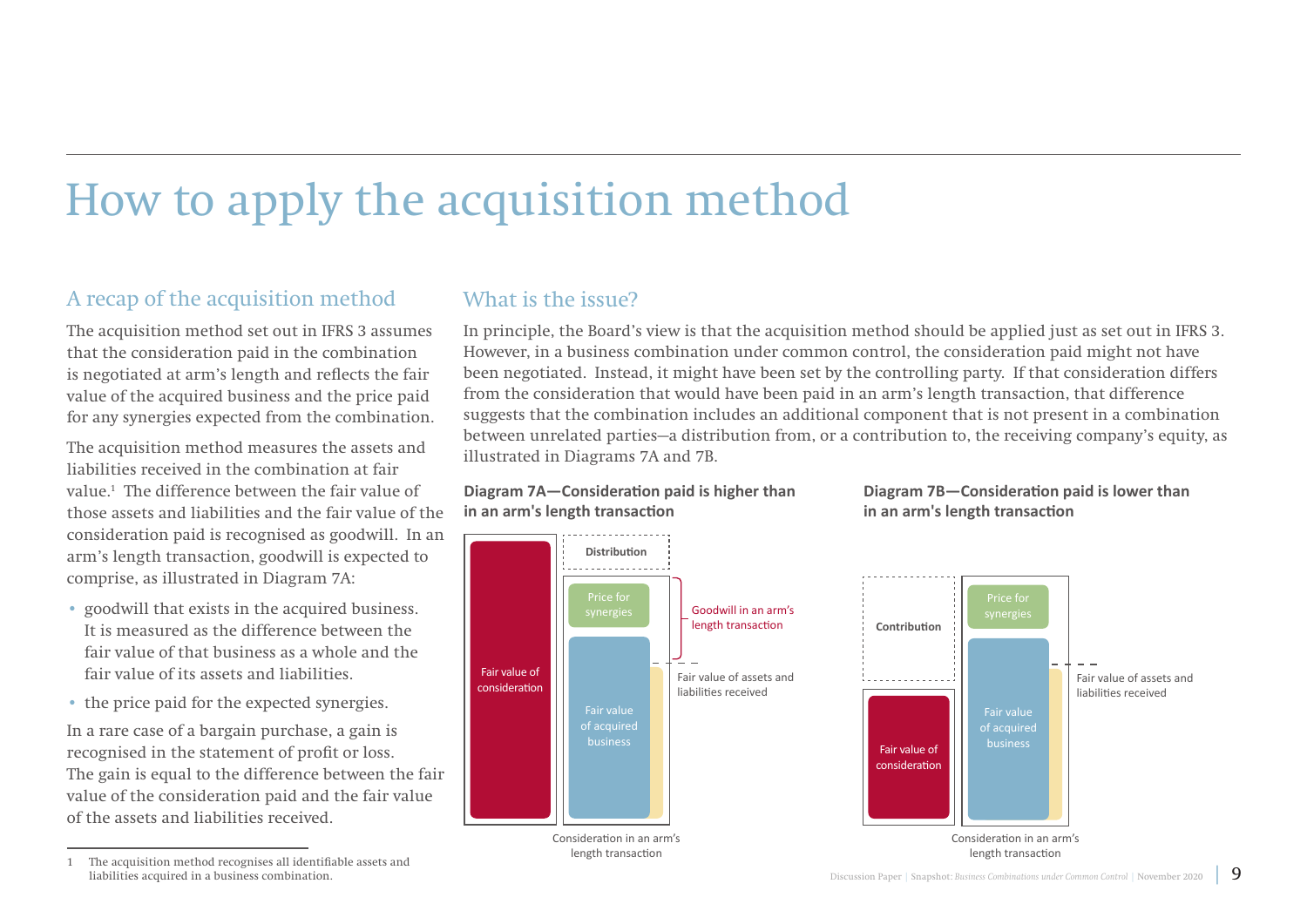# How to apply the acquisition method

## A recap of the acquisition method

The acquisition method set out in IFRS 3 assumes that the consideration paid in the combination is negotiated at arm's length and reflects the fair value of the acquired business and the price paid for any synergies expected from the combination.

The acquisition method measures the assets and liabilities received in the combination at fair value.[1] The difference between the fair value of those assets and liabilities and the fair value of the consideration paid is recognised as goodwill. In an arm's length transaction, goodwill is expected to comprise, as illustrated in Diagram 7A:

- goodwill that exists in the acquired business. It is measured as the difference between the fair value of that business as a whole and the fair value of its assets and liabilities.
- the price paid for the expected synergies.

In a rare case of a bargain purchase, a gain is recognised in the statement of profit or loss. The gain is equal to the difference between the fair value of the consideration paid and the fair value of the assets and liabilities received.

1 The acquisition method recognises all identifiable assets and liabilities acquired in a business combination.

## What is the issue?

In principle, the Board's view is that the acquisition method should be applied just as set out in IFRS 3. However, in a business combination under common control, the consideration paid might not have been negotiated. Instead, it might have been set by the controlling party. If that consideration differs from the consideration that would have been paid in an arm's length transaction, that difference suggests that the combination includes an additional component that is not present in a combination between unrelated parties—a distribution from, or a contribution to, the receiving company's equity, as illustrated in Diagrams 7A and 7B.

**Diagram 7A—Consideration paid is higher than in an arm's length transaction**

Fair value of consideration | Distribution | Price for synergies | Fair value of acquired business | Goodwill in an arm's length transaction | Fair value of assets and liabilities received | Consideration in an arm's length transaction

**Diagram 7B—Consideration paid is lower than in an arm's length transaction**

Contribution | Fair value of consideration | Price for synergies | Fair value of acquired business | Fair value of assets and liabilities received | Consideration in an arm's length transaction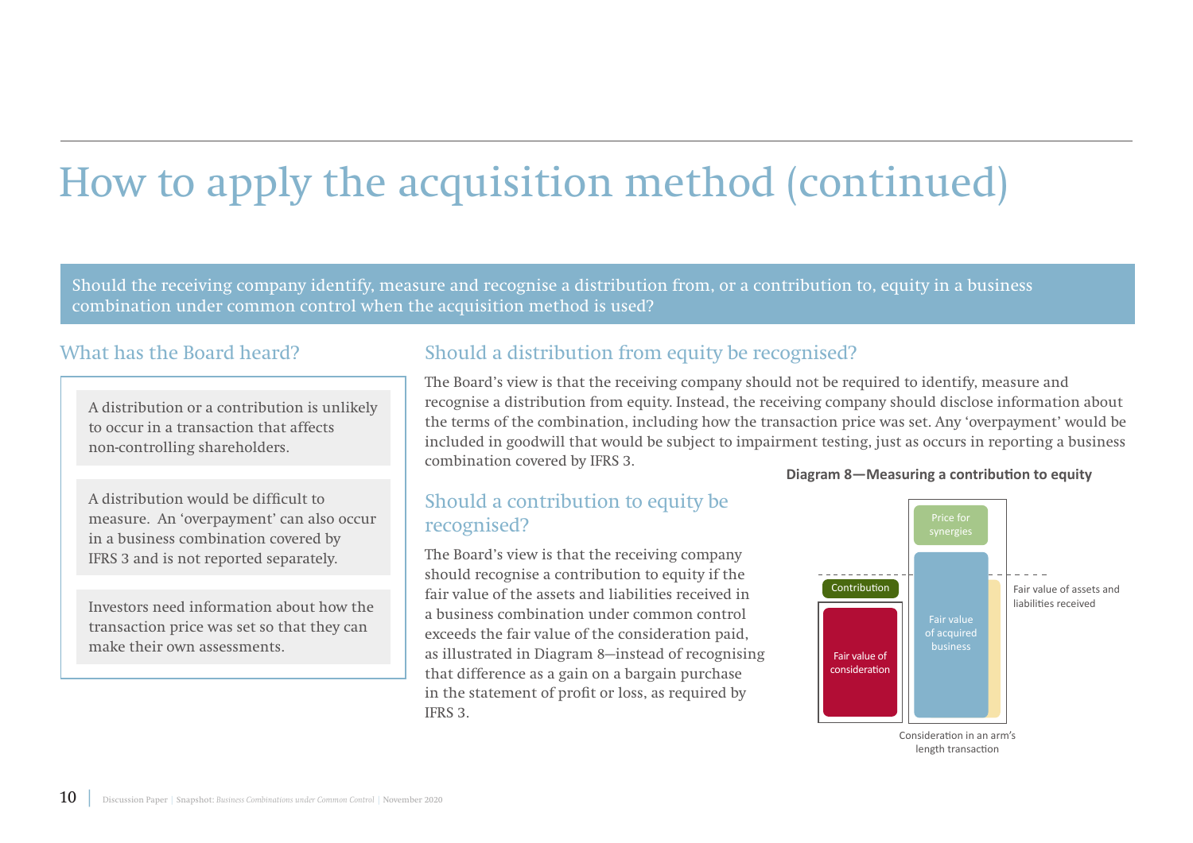# How to apply the acquisition method (continued)

Should the receiving company identify, measure and recognise a distribution from, or a contribution to, equity in a business combination under common control when the acquisition method is used?

## What has the Board heard?

A distribution or a contribution is unlikely to occur in a transaction that affects non-controlling shareholders.

A distribution would be difficult to measure. An 'overpayment' can also occur in a business combination covered by IFRS 3 and is not reported separately.

Investors need information about how the transaction price was set so that they can make their own assessments.

## Should a distribution from equity be recognised?

The Board's view is that the receiving company should not be required to identify, measure and recognise a distribution from equity. Instead, the receiving company should disclose information about the terms of the combination, including how the transaction price was set. Any 'overpayment' would be included in goodwill that would be subject to impairment testing, just as occurs in reporting a business combination covered by IFRS 3.

## Should a contribution to equity be recognised?

The Board's view is that the receiving company should recognise a contribution to equity if the fair value of the assets and liabilities received in a business combination under common control exceeds the fair value of the consideration paid, as illustrated in Diagram 8—instead of recognising that difference as a gain on a bargain purchase in the statement of profit or loss, as required by IFRS 3.

**Diagram 8—Measuring a contribution to equity**

Contribution

Fair value of consideration

Price for synergies

Fair value of acquired business

Fair value of assets and liabilities received

Consideration in an arm's length transaction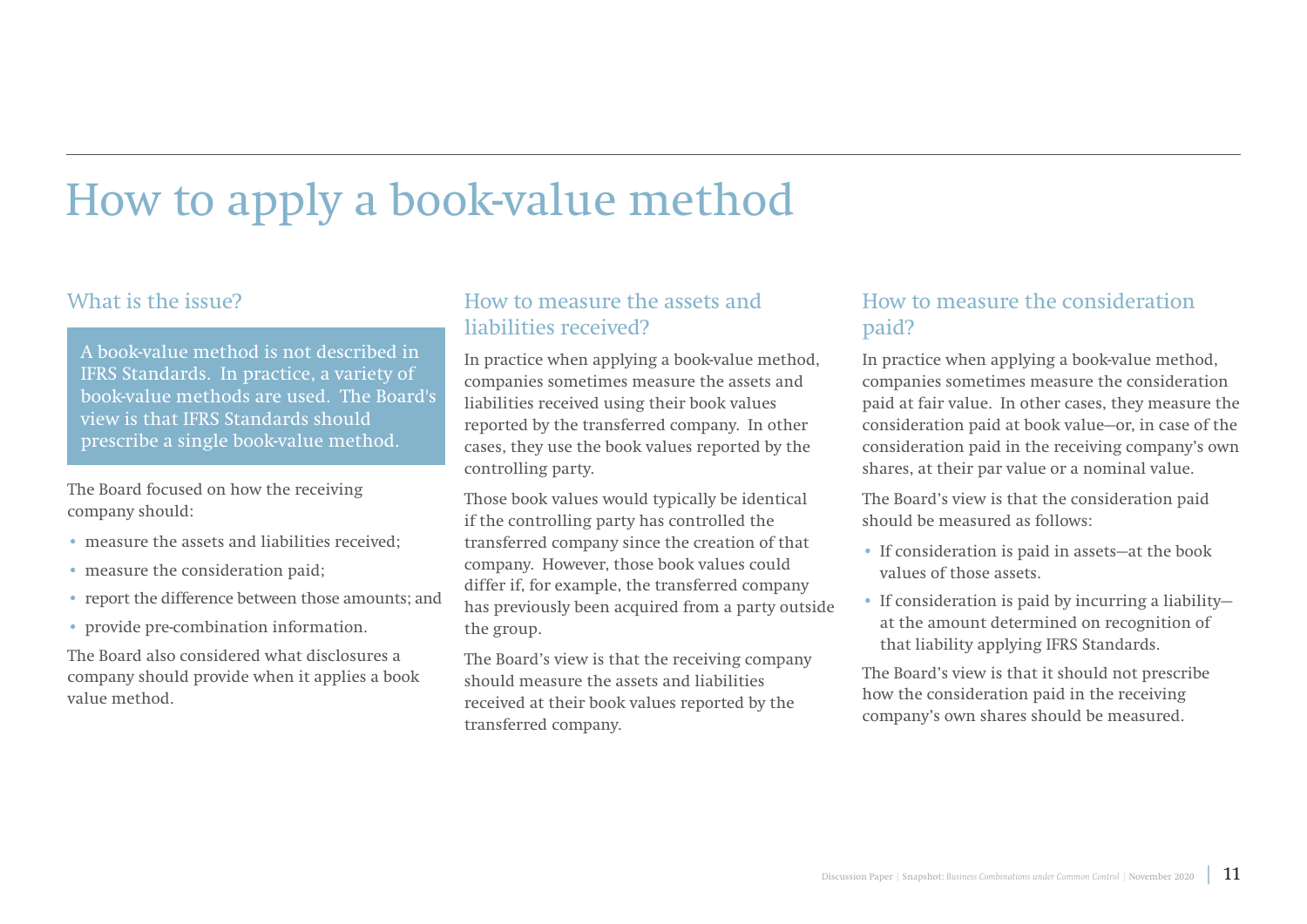# How to apply a book-value method

## What is the issue?

A book-value method is not described in IFRS Standards. In practice, a variety of book-value methods are used. The Board's view is that IFRS Standards should prescribe a single book-value method.

The Board focused on how the receiving company should:

- measure the assets and liabilities received;
- measure the consideration paid;
- report the difference between those amounts; and
- provide pre-combination information.

The Board also considered what disclosures a company should provide when it applies a book value method.

## How to measure the assets and liabilities received?

In practice when applying a book-value method, companies sometimes measure the assets and liabilities received using their book values reported by the transferred company. In other cases, they use the book values reported by the controlling party.

Those book values would typically be identical if the controlling party has controlled the transferred company since the creation of that company. However, those book values could differ if, for example, the transferred company has previously been acquired from a party outside the group.

The Board's view is that the receiving company should measure the assets and liabilities received at their book values reported by the transferred company.

## How to measure the consideration paid?

In practice when applying a book-value method, companies sometimes measure the consideration paid at fair value. In other cases, they measure the consideration paid at book value—or, in case of the consideration paid in the receiving company's own shares, at their par value or a nominal value.

The Board's view is that the consideration paid should be measured as follows:

- If consideration is paid in assets—at the book values of those assets.
- If consideration is paid by incurring a liability—at the amount determined on recognition of that liability applying IFRS Standards.

The Board's view is that it should not prescribe how the consideration paid in the receiving company's own shares should be measured.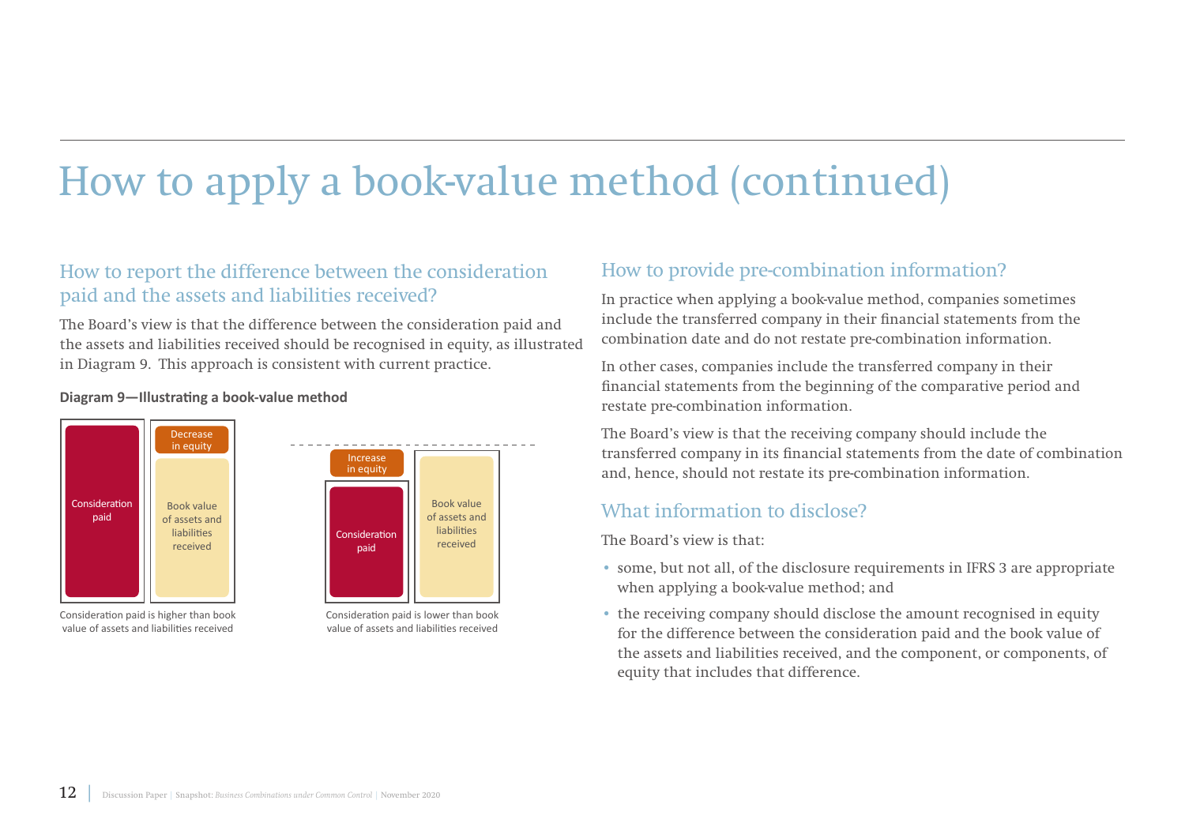# How to apply a book-value method (continued)

## How to report the difference between the consideration paid and the assets and liabilities received?

The Board's view is that the difference between the consideration paid and the assets and liabilities received should be recognised in equity, as illustrated in Diagram 9. This approach is consistent with current practice.

**Diagram 9—Illustrating a book-value method**

Consideration paid | Decrease in equity | Book value of assets and liabilities received

Consideration paid is higher than book value of assets and liabilities received

Increase in equity | Consideration paid | Book value of assets and liabilities received

Consideration paid is lower than book value of assets and liabilities received

## How to provide pre-combination information?

In practice when applying a book-value method, companies sometimes include the transferred company in their financial statements from the combination date and do not restate pre-combination information.

In other cases, companies include the transferred company in their financial statements from the beginning of the comparative period and restate pre-combination information.

The Board's view is that the receiving company should include the transferred company in its financial statements from the date of combination and, hence, should not restate its pre-combination information.

## What information to disclose?

The Board's view is that:

- some, but not all, of the disclosure requirements in IFRS 3 are appropriate when applying a book-value method; and
- the receiving company should disclose the amount recognised in equity for the difference between the consideration paid and the book value of the assets and liabilities received, and the component, or components, of equity that includes that difference.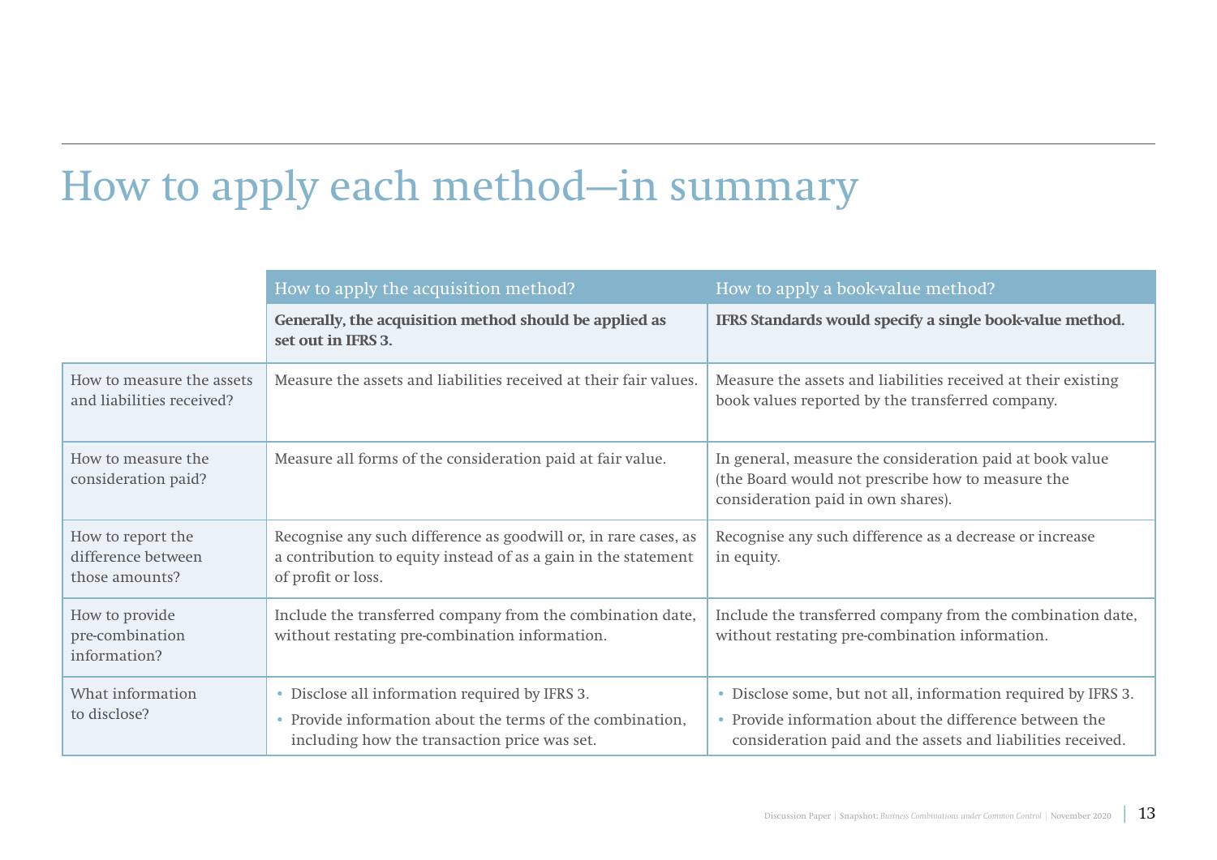# How to apply each method—in summary

| | How to apply the acquisition method? | How to apply a book-value method? |
|---|---|---|
| | **Generally, the acquisition method should be applied as set out in IFRS 3.** | **IFRS Standards would specify a single book-value method.** |
| How to measure the assets and liabilities received? | Measure the assets and liabilities received at their fair values. | Measure the assets and liabilities received at their existing book values reported by the transferred company. |
| How to measure the consideration paid? | Measure all forms of the consideration paid at fair value. | In general, measure the consideration paid at book value (the Board would not prescribe how to measure the consideration paid in own shares). |
| How to report the difference between those amounts? | Recognise any such difference as goodwill or, in rare cases, as a contribution to equity instead of as a gain in the statement of profit or loss. | Recognise any such difference as a decrease or increase in equity. |
| How to provide pre-combination information? | Include the transferred company from the combination date, without restating pre-combination information. | Include the transferred company from the combination date, without restating pre-combination information. |
| What information to disclose? | • Disclose all information required by IFRS 3.<br>• Provide information about the terms of the combination, including how the transaction price was set. | • Disclose some, but not all, information required by IFRS 3.<br>• Provide information about the difference between the consideration paid and the assets and liabilities received. |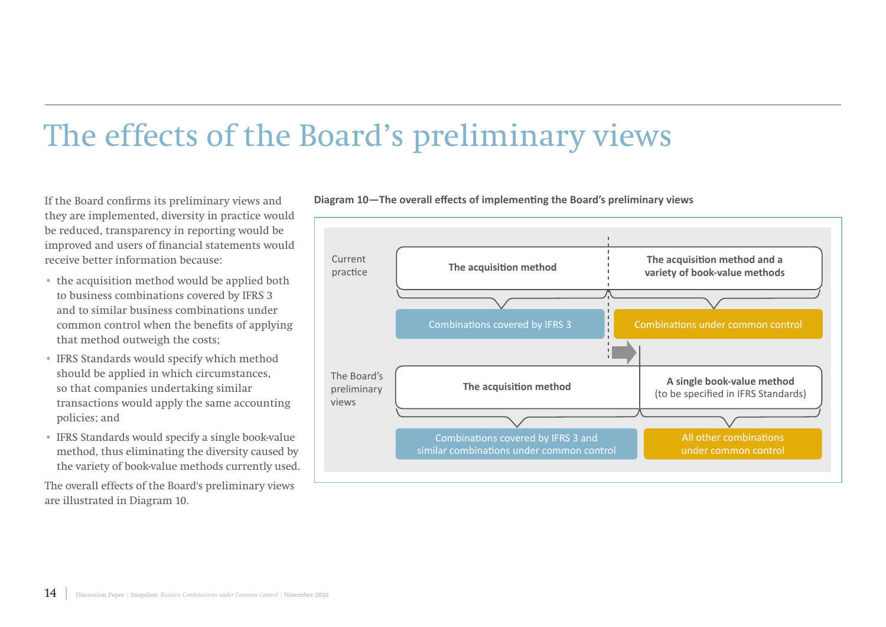# The effects of the Board's preliminary views

If the Board confirms its preliminary views and they are implemented, diversity in practice would be reduced, transparency in reporting would be improved and users of financial statements would receive better information because:

- the acquisition method would be applied both to business combinations covered by IFRS 3 and to similar business combinations under common control when the benefits of applying that method outweigh the costs;
- IFRS Standards would specify which method should be applied in which circumstances, so that companies undertaking similar transactions would apply the same accounting policies; and
- IFRS Standards would specify a single book-value method, thus eliminating the diversity caused by the variety of book-value methods currently used.

The overall effects of the Board's preliminary views are illustrated in Diagram 10.

**Diagram 10—The overall effects of implementing the Board's preliminary views**

Current practice

- **The acquisition method** — Combinations covered by IFRS 3
- **The acquisition method and a variety of book-value methods** — Combinations under common control

The Board's preliminary views

- **The acquisition method** — Combinations covered by IFRS 3 and similar combinations under common control
- **A single book-value method** (to be specified in IFRS Standards) — All other combinations under common control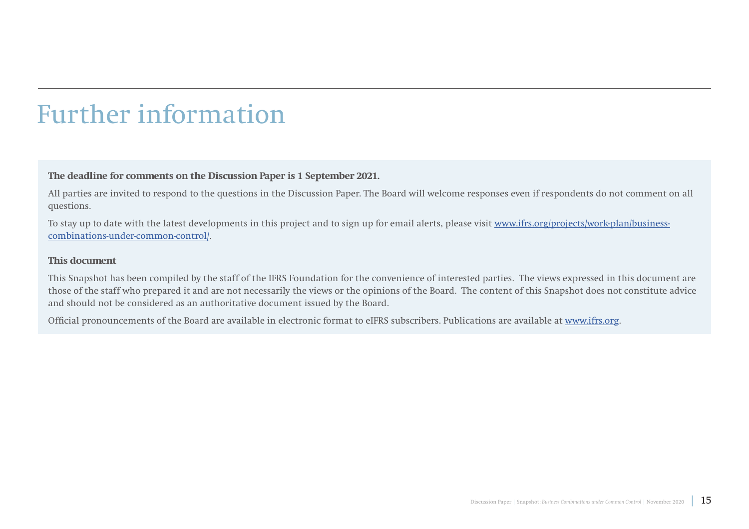# Further information

**The deadline for comments on the Discussion Paper is 1 September 2021.**

All parties are invited to respond to the questions in the Discussion Paper. The Board will welcome responses even if respondents do not comment on all questions.

To stay up to date with the latest developments in this project and to sign up for email alerts, please visit [www.ifrs.org/projects/work-plan/business-combinations-under-common-control/](www.ifrs.org/projects/work-plan/business-combinations-under-common-control/).

**This document**

This Snapshot has been compiled by the staff of the IFRS Foundation for the convenience of interested parties. The views expressed in this document are those of the staff who prepared it and are not necessarily the views or the opinions of the Board. The content of this Snapshot does not constitute advice and should not be considered as an authoritative document issued by the Board.

Official pronouncements of the Board are available in electronic format to eIFRS subscribers. Publications are available at [www.ifrs.org](www.ifrs.org).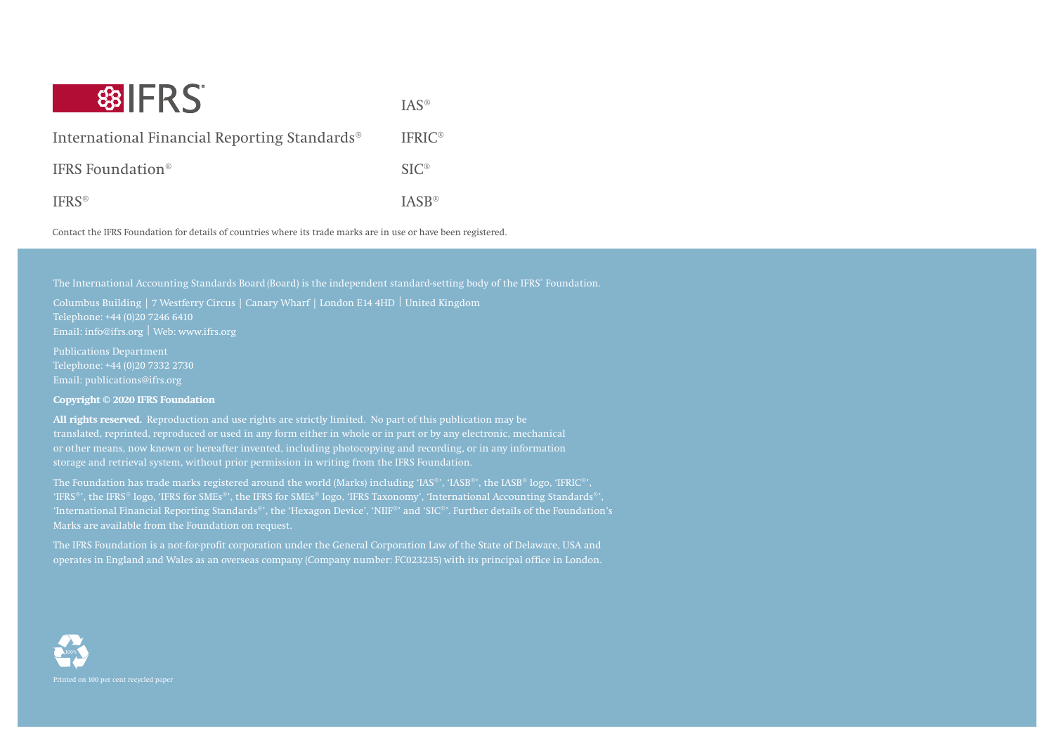IFRS®

International Financial Reporting Standards®

IFRS Foundation®

IFRS®

IAS®

IFRIC®

SIC®

IASB®

Contact the IFRS Foundation for details of countries where its trade marks are in use or have been registered.

The International Accounting Standards Board (Board) is the independent standard-setting body of the IFRS® Foundation.

Columbus Building | 7 Westferry Circus | Canary Wharf | London E14 4HD | United Kingdom
Telephone: +44 (0)20 7246 6410
Email: info@ifrs.org | Web: www.ifrs.org

Publications Department
Telephone: +44 (0)20 7332 2730
Email: publications@ifrs.org

**Copyright © 2020 IFRS Foundation**

**All rights reserved.** Reproduction and use rights are strictly limited. No part of this publication may be translated, reprinted, reproduced or used in any form either in whole or in part or by any electronic, mechanical or other means, now known or hereafter invented, including photocopying and recording, or in any information storage and retrieval system, without prior permission in writing from the IFRS Foundation.

The Foundation has trade marks registered around the world (Marks) including 'IAS®', 'IASB®', the IASB® logo, 'IFRIC®', 'IFRS®', the IFRS® logo, 'IFRS for SMEs®', the IFRS for SMEs® logo, 'IFRS Taxonomy', 'International Accounting Standards®', 'International Financial Reporting Standards®', the 'Hexagon Device', 'NIIF®' and 'SIC®'. Further details of the Foundation's Marks are available from the Foundation on request.

The IFRS Foundation is a not-for-profit corporation under the General Corporation Law of the State of Delaware, USA and operates in England and Wales as an overseas company (Company number: FC023235) with its principal office in London.

Printed on 100 per cent recycled paper